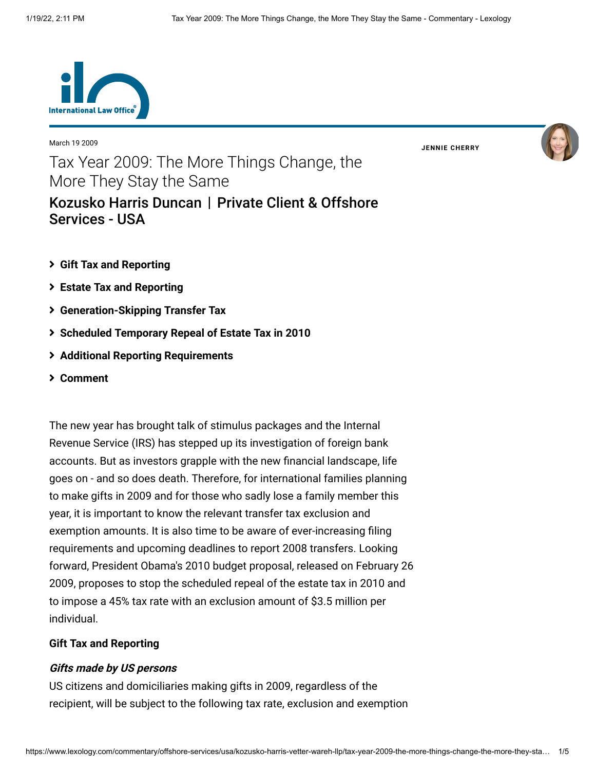March 19 2009

# Tax Year 2009: The More Things Change, the More They Stay the Same

## Kozusko Harris Duncan | Private Client & Offshore Services - USA

**JENNIE CHERRY**

- **Gift Tax and Reporting**
- **Estate Tax and Reporting**
- **Generation-Skipping Transfer Tax**
- **Scheduled Temporary Repeal of Estate Tax in 2010**
- **Additional Reporting Requirements**
- **Comment**

The new year has brought talk of stimulus packages and the Internal Revenue Service (IRS) has stepped up its investigation of foreign bank accounts. But as investors grapple with the new financial landscape, life goes on - and so does death. Therefore, for international families planning to make gifts in 2009 and for those who sadly lose a family member this year, it is important to know the relevant transfer tax exclusion and exemption amounts. It is also time to be aware of ever-increasing filing requirements and upcoming deadlines to report 2008 transfers. Looking forward, President Obama's 2010 budget proposal, released on February 26 2009, proposes to stop the scheduled repeal of the estate tax in 2010 and to impose a 45% tax rate with an exclusion amount of $3.5 million per individual.

### Gift Tax and Reporting

#### *Gifts made by US persons*

US citizens and domiciliaries making gifts in 2009, regardless of the recipient, will be subject to the following tax rate, exclusion and exemption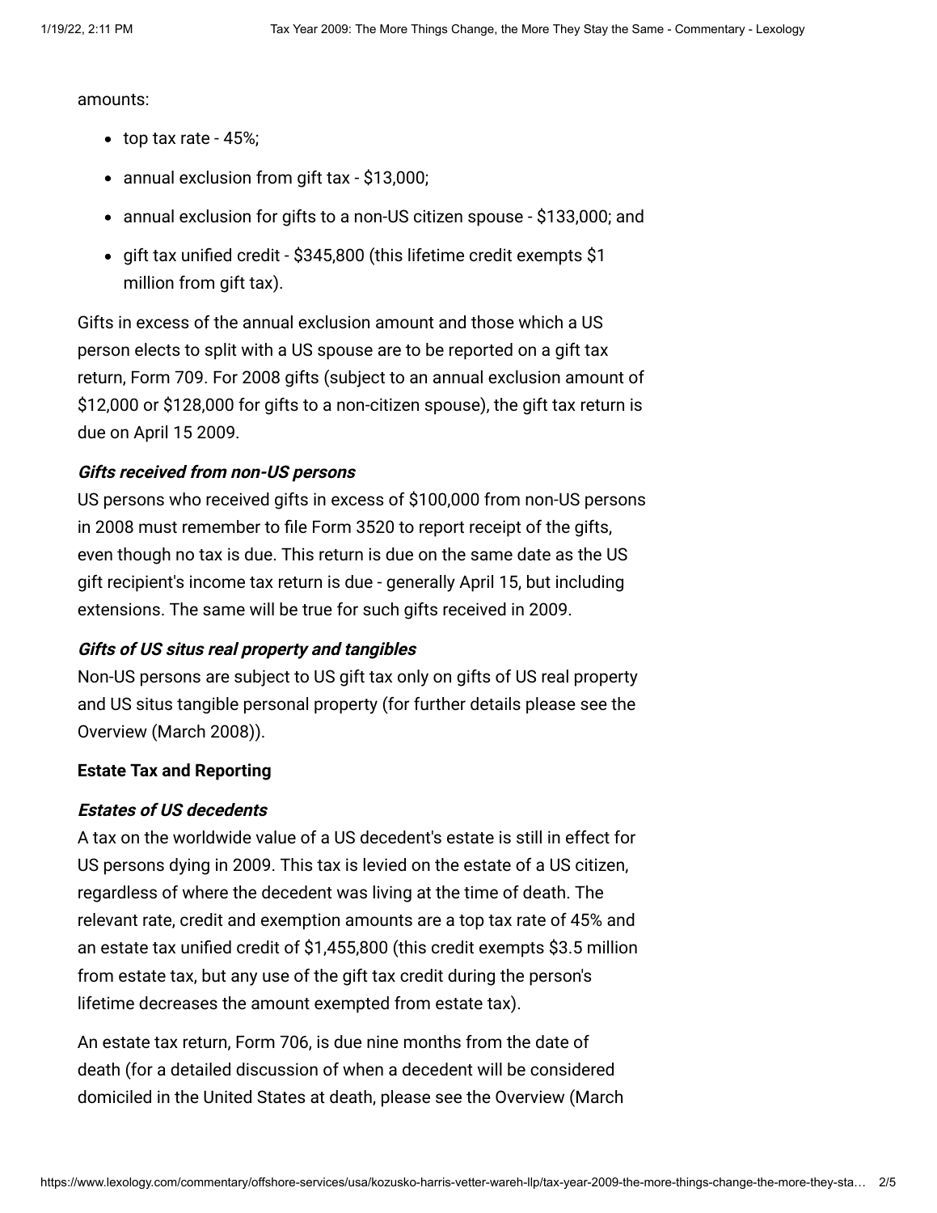amounts:

- top tax rate - 45%;
- annual exclusion from gift tax - $13,000;
- annual exclusion for gifts to a non-US citizen spouse - $133,000; and
- gift tax unified credit - $345,800 (this lifetime credit exempts $1 million from gift tax).

Gifts in excess of the annual exclusion amount and those which a US person elects to split with a US spouse are to be reported on a gift tax return, Form 709. For 2008 gifts (subject to an annual exclusion amount of $12,000 or $128,000 for gifts to a non-citizen spouse), the gift tax return is due on April 15 2009.

***Gifts received from non-US persons***

US persons who received gifts in excess of $100,000 from non-US persons in 2008 must remember to file Form 3520 to report receipt of the gifts, even though no tax is due. This return is due on the same date as the US gift recipient's income tax return is due - generally April 15, but including extensions. The same will be true for such gifts received in 2009.

***Gifts of US situs real property and tangibles***

Non-US persons are subject to US gift tax only on gifts of US real property and US situs tangible personal property (for further details please see the Overview (March 2008)).

**Estate Tax and Reporting**

***Estates of US decedents***

A tax on the worldwide value of a US decedent's estate is still in effect for US persons dying in 2009. This tax is levied on the estate of a US citizen, regardless of where the decedent was living at the time of death. The relevant rate, credit and exemption amounts are a top tax rate of 45% and an estate tax unified credit of $1,455,800 (this credit exempts $3.5 million from estate tax, but any use of the gift tax credit during the person's lifetime decreases the amount exempted from estate tax).

An estate tax return, Form 706, is due nine months from the date of death (for a detailed discussion of when a decedent will be considered domiciled in the United States at death, please see the Overview (March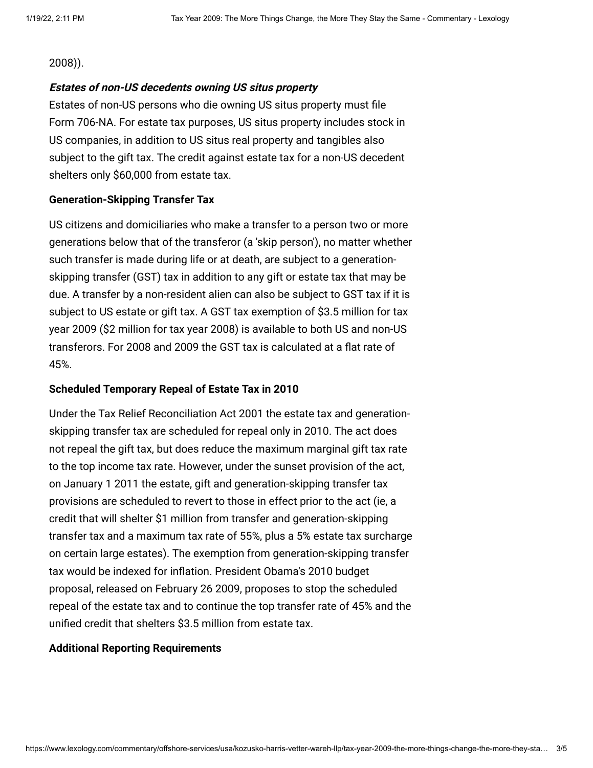2008)).

***Estates of non-US decedents owning US situs property***

Estates of non-US persons who die owning US situs property must file Form 706-NA. For estate tax purposes, US situs property includes stock in US companies, in addition to US situs real property and tangibles also subject to the gift tax. The credit against estate tax for a non-US decedent shelters only $60,000 from estate tax.

**Generation-Skipping Transfer Tax**

US citizens and domiciliaries who make a transfer to a person two or more generations below that of the transferor (a 'skip person'), no matter whether such transfer is made during life or at death, are subject to a generation-skipping transfer (GST) tax in addition to any gift or estate tax that may be due. A transfer by a non-resident alien can also be subject to GST tax if it is subject to US estate or gift tax. A GST tax exemption of $3.5 million for tax year 2009 ($2 million for tax year 2008) is available to both US and non-US transferors. For 2008 and 2009 the GST tax is calculated at a flat rate of 45%.

**Scheduled Temporary Repeal of Estate Tax in 2010**

Under the Tax Relief Reconciliation Act 2001 the estate tax and generation-skipping transfer tax are scheduled for repeal only in 2010. The act does not repeal the gift tax, but does reduce the maximum marginal gift tax rate to the top income tax rate. However, under the sunset provision of the act, on January 1 2011 the estate, gift and generation-skipping transfer tax provisions are scheduled to revert to those in effect prior to the act (ie, a credit that will shelter $1 million from transfer and generation-skipping transfer tax and a maximum tax rate of 55%, plus a 5% estate tax surcharge on certain large estates). The exemption from generation-skipping transfer tax would be indexed for inflation. President Obama's 2010 budget proposal, released on February 26 2009, proposes to stop the scheduled repeal of the estate tax and to continue the top transfer rate of 45% and the unified credit that shelters $3.5 million from estate tax.

**Additional Reporting Requirements**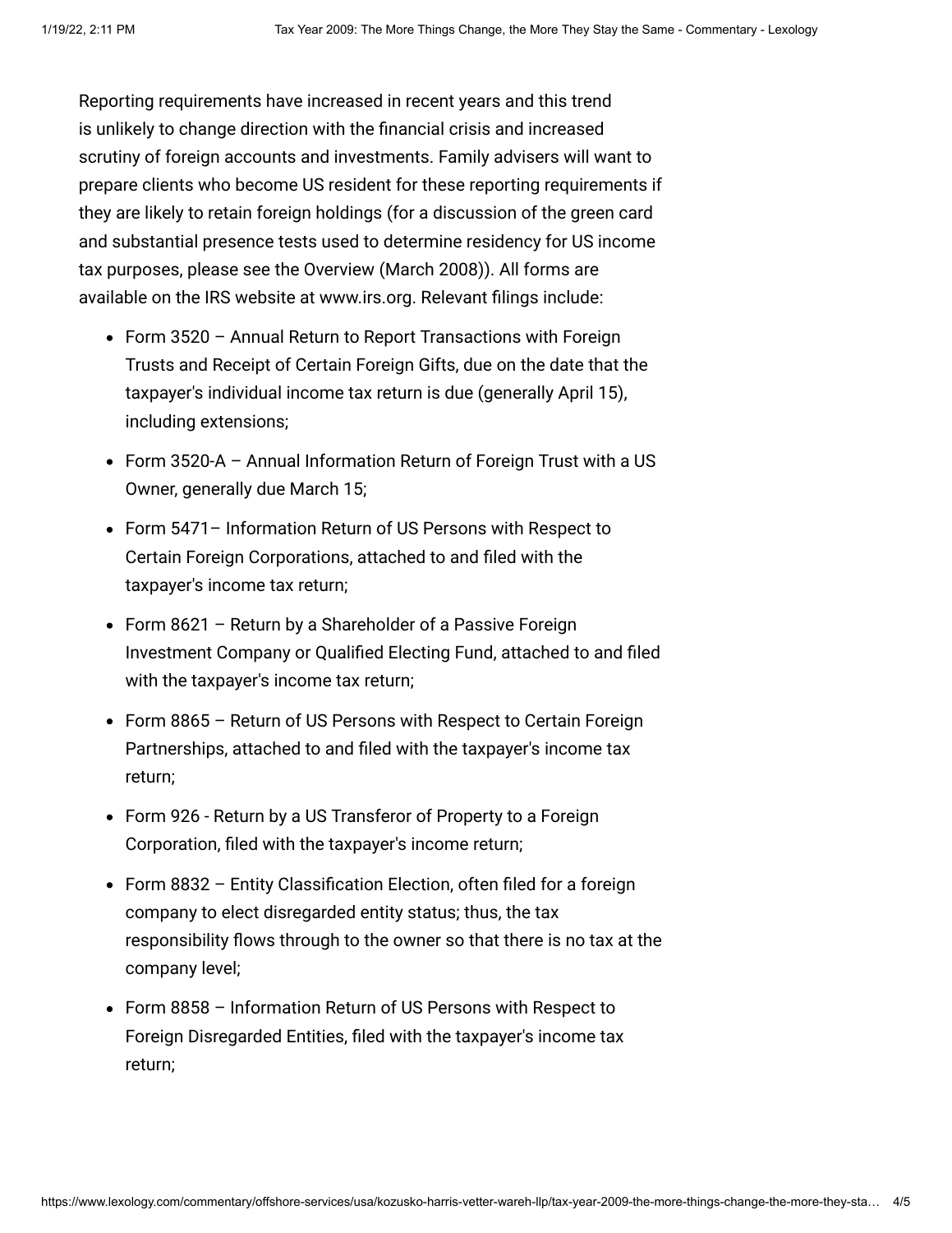Reporting requirements have increased in recent years and this trend is unlikely to change direction with the financial crisis and increased scrutiny of foreign accounts and investments. Family advisers will want to prepare clients who become US resident for these reporting requirements if they are likely to retain foreign holdings (for a discussion of the green card and substantial presence tests used to determine residency for US income tax purposes, please see the Overview (March 2008)). All forms are available on the IRS website at www.irs.org. Relevant filings include:

- Form 3520 – Annual Return to Report Transactions with Foreign Trusts and Receipt of Certain Foreign Gifts, due on the date that the taxpayer's individual income tax return is due (generally April 15), including extensions;
- Form 3520-A – Annual Information Return of Foreign Trust with a US Owner, generally due March 15;
- Form 5471– Information Return of US Persons with Respect to Certain Foreign Corporations, attached to and filed with the taxpayer's income tax return;
- Form 8621 – Return by a Shareholder of a Passive Foreign Investment Company or Qualified Electing Fund, attached to and filed with the taxpayer's income tax return;
- Form 8865 – Return of US Persons with Respect to Certain Foreign Partnerships, attached to and filed with the taxpayer's income tax return;
- Form 926 - Return by a US Transferor of Property to a Foreign Corporation, filed with the taxpayer's income return;
- Form 8832 – Entity Classification Election, often filed for a foreign company to elect disregarded entity status; thus, the tax responsibility flows through to the owner so that there is no tax at the company level;
- Form 8858 – Information Return of US Persons with Respect to Foreign Disregarded Entities, filed with the taxpayer's income tax return;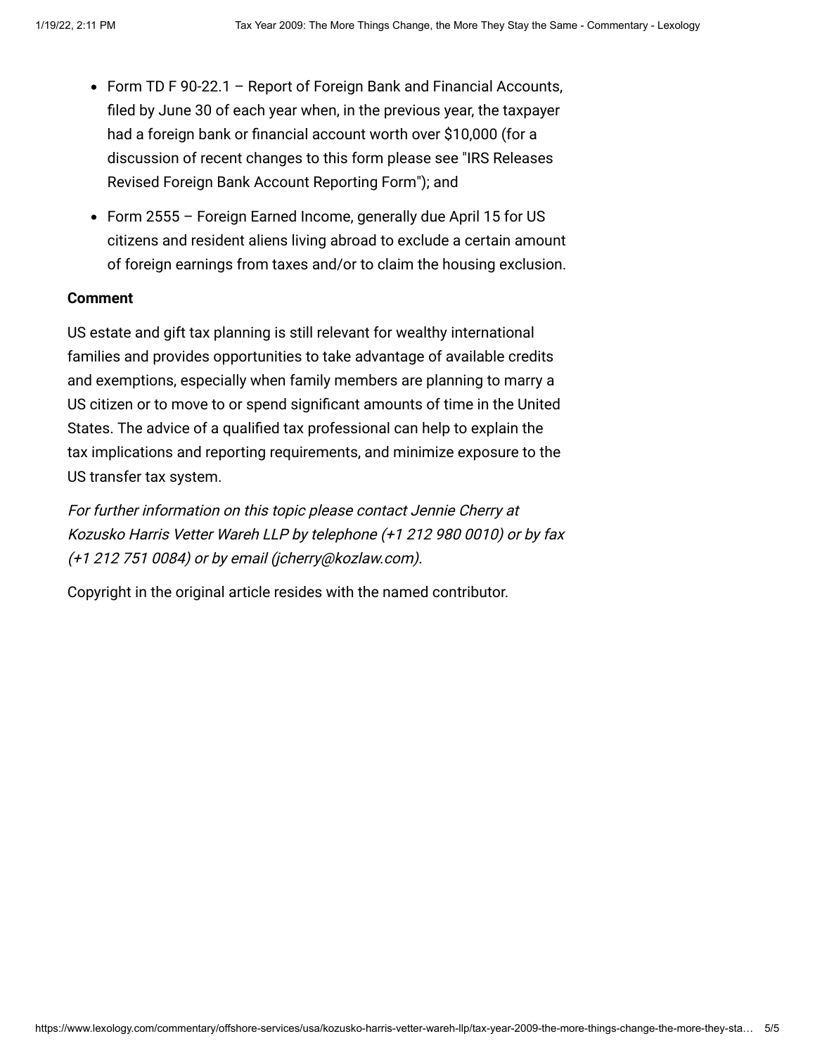- Form TD F 90-22.1 – Report of Foreign Bank and Financial Accounts, filed by June 30 of each year when, in the previous year, the taxpayer had a foreign bank or financial account worth over $10,000 (for a discussion of recent changes to this form please see "IRS Releases Revised Foreign Bank Account Reporting Form"); and
- Form 2555 – Foreign Earned Income, generally due April 15 for US citizens and resident aliens living abroad to exclude a certain amount of foreign earnings from taxes and/or to claim the housing exclusion.

**Comment**

US estate and gift tax planning is still relevant for wealthy international families and provides opportunities to take advantage of available credits and exemptions, especially when family members are planning to marry a US citizen or to move to or spend significant amounts of time in the United States. The advice of a qualified tax professional can help to explain the tax implications and reporting requirements, and minimize exposure to the US transfer tax system.

*For further information on this topic please contact Jennie Cherry at Kozusko Harris Vetter Wareh LLP by telephone (+1 212 980 0010) or by fax (+1 212 751 0084) or by email (jcherry@kozlaw.com).*

Copyright in the original article resides with the named contributor.